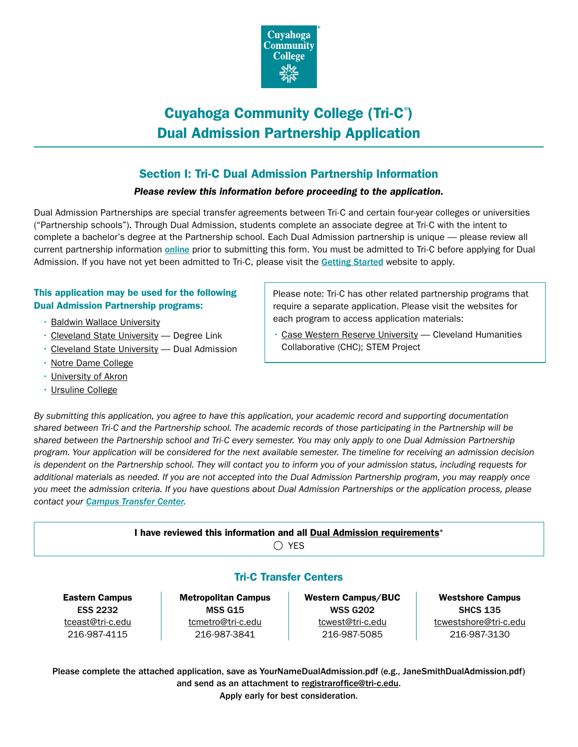Cuyahoga Community College

# Cuyahoga Community College (Tri-C®) Dual Admission Partnership Application

## Section I: Tri-C Dual Admission Partnership Information

***Please review this information before proceeding to the application.***

Dual Admission Partnerships are special transfer agreements between Tri-C and certain four-year colleges or universities ("Partnership schools"). Through Dual Admission, students complete an associate degree at Tri-C with the intent to complete a bachelor's degree at the Partnership school. Each Dual Admission partnership is unique — please review all current partnership information online prior to submitting this form. You must be admitted to Tri-C before applying for Dual Admission. If you have not yet been admitted to Tri-C, please visit the Getting Started website to apply.

**This application may be used for the following Dual Admission Partnership programs:**

- Baldwin Wallace University
- Cleveland State University — Degree Link
- Cleveland State University — Dual Admission
- Notre Dame College
- University of Akron
- Ursuline College

Please note: Tri-C has other related partnership programs that require a separate application. Please visit the websites for each program to access application materials:

- Case Western Reserve University — Cleveland Humanities Collaborative (CHC); STEM Project

*By submitting this application, you agree to have this application, your academic record and supporting documentation shared between Tri-C and the Partnership school. The academic records of those participating in the Partnership will be shared between the Partnership school and Tri-C every semester. You may only apply to one Dual Admission Partnership program. Your application will be considered for the next available semester. The timeline for receiving an admission decision is dependent on the Partnership school. They will contact you to inform you of your admission status, including requests for additional materials as needed. If you are not accepted into the Dual Admission Partnership program, you may reapply once you meet the admission criteria. If you have questions about Dual Admission Partnerships or the application process, please contact your Campus Transfer Center.*

**I have reviewed this information and all Dual Admission requirements***

◯ YES

### Tri-C Transfer Centers

| Eastern Campus | Metropolitan Campus | Western Campus/BUC | Westshore Campus |
|---|---|---|---|
| ESS 2232 | MSS G15 | WSS G202 | SHCS 135 |
| tceast@tri-c.edu | tcmetro@tri-c.edu | tcwest@tri-c.edu | tcwestshore@tri-c.edu |
| 216-987-4115 | 216-987-3841 | 216-987-5085 | 216-987-3130 |

**Please complete the attached application, save as YourNameDualAdmission.pdf (e.g., JaneSmithDualAdmission.pdf) and send as an attachment to registraroffice@tri-c.edu.**

**Apply early for best consideration.**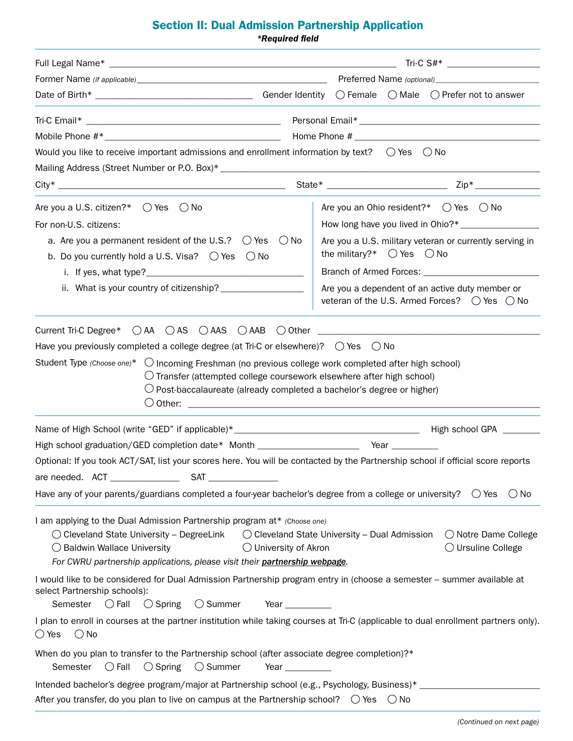## Section II: Dual Admission Partnership Application

***Required field**

Full Legal Name* ____________________________________________ Tri-C S#* ________________

Former Name *(if applicable)* ________________________________ Preferred Name *(optional)* ________________

Date of Birth* __________________________ Gender Identity ◯ Female ◯ Male ◯ Prefer not to answer

Tri-C Email* ________________________________ Personal Email* ________________________________

Mobile Phone #* ________________________________ Home Phone # ________________________________

Would you like to receive important admissions and enrollment information by text? ◯ Yes ◯ No

Mailing Address (Street Number or P.O. Box)* ____________________________________________________

City* ________________________________________ State* ____________________ Zip* __________

Are you a U.S. citizen?* ◯ Yes ◯ No

For non-U.S. citizens:

a. Are you a permanent resident of the U.S.? ◯ Yes ◯ No

b. Do you currently hold a U.S. Visa? ◯ Yes ◯ No

   i. If yes, what type? ____________________________

   ii. What is your country of citizenship? ________________

Are you an Ohio resident?* ◯ Yes ◯ No

How long have you lived in Ohio?* ______________

Are you a U.S. military veteran or currently serving in the military?* ◯ Yes ◯ No

Branch of Armed Forces: ____________________

Are you a dependent of an active duty member or veteran of the U.S. Armed Forces? ◯ Yes ◯ No

Current Tri-C Degree* ◯ AA ◯ AS ◯ AAS ◯ AAB ◯ Other ________________________________________

Have you previously completed a college degree (at Tri-C or elsewhere)? ◯ Yes ◯ No

Student Type *(Choose one)** ◯ Incoming Freshman (no previous college work completed after high school)
◯ Transfer (attempted college coursework elsewhere after high school)
◯ Post-baccalaureate (already completed a bachelor's degree or higher)
◯ Other: ____________________________________________________________

Name of High School (write "GED" if applicable)* __________________________________ High school GPA _______

High school graduation/GED completion date* Month __________________ Year _________

Optional: If you took ACT/SAT, list your scores here. You will be contacted by the Partnership school if official score reports are needed. ACT _____________ SAT _____________

Have any of your parents/guardians completed a four-year bachelor's degree from a college or university? ◯ Yes ◯ No

I am applying to the Dual Admission Partnership program at* *(Choose one)*

◯ Cleveland State University – DegreeLink ◯ Cleveland State University – Dual Admission ◯ Notre Dame College
◯ Baldwin Wallace University ◯ University of Akron ◯ Ursuline College

*For CWRU partnership applications, please visit their **partnership webpage**.*

I would like to be considered for Dual Admission Partnership program entry in (choose a semester – summer available at select Partnership schools):

Semester ◯ Fall ◯ Spring ◯ Summer Year _________

I plan to enroll in courses at the partner institution while taking courses at Tri-C (applicable to dual enrollment partners only).
◯ Yes ◯ No

When do you plan to transfer to the Partnership school (after associate degree completion)?*

Semester ◯ Fall ◯ Spring ◯ Summer Year _________

Intended bachelor's degree program/major at Partnership school (e.g., Psychology, Business)* ______________________

After you transfer, do you plan to live on campus at the Partnership school? ◯ Yes ◯ No

*(Continued on next page)*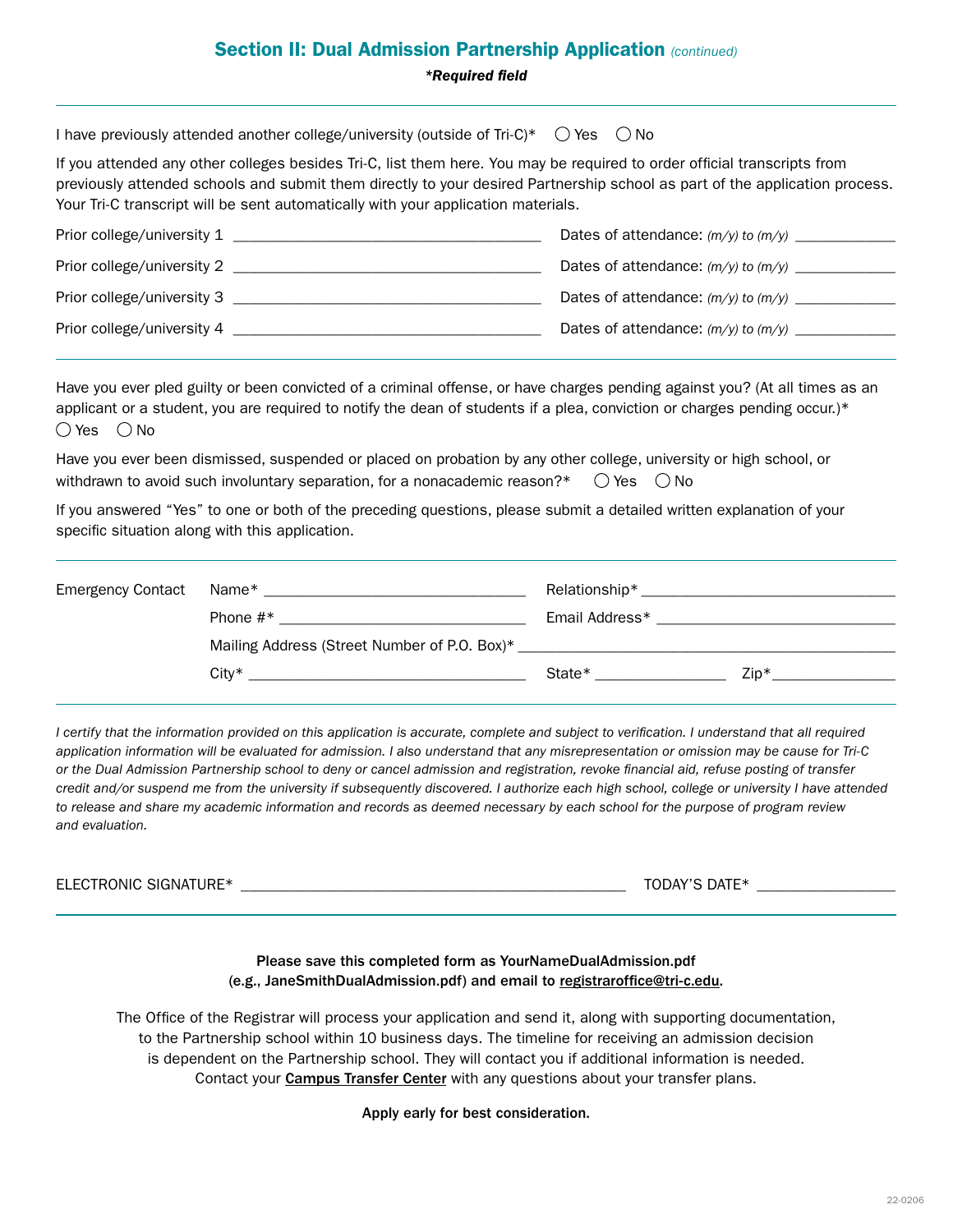## Section II: Dual Admission Partnership Application *(continued)*

***Required field**

I have previously attended another college/university (outside of Tri-C)* ◯ Yes ◯ No

If you attended any other colleges besides Tri-C, list them here. You may be required to order official transcripts from previously attended schools and submit them directly to your desired Partnership school as part of the application process. Your Tri-C transcript will be sent automatically with your application materials.

Prior college/university 1 ______________________________ Dates of attendance: *(m/y) to (m/y)* ____________

Prior college/university 2 ______________________________ Dates of attendance: *(m/y) to (m/y)* ____________

Prior college/university 3 ______________________________ Dates of attendance: *(m/y) to (m/y)* ____________

Prior college/university 4 ______________________________ Dates of attendance: *(m/y) to (m/y)* ____________

---

Have you ever pled guilty or been convicted of a criminal offense, or have charges pending against you? (At all times as an applicant or a student, you are required to notify the dean of students if a plea, conviction or charges pending occur.)*
◯ Yes ◯ No

Have you ever been dismissed, suspended or placed on probation by any other college, university or high school, or withdrawn to avoid such involuntary separation, for a nonacademic reason?* ◯ Yes ◯ No

If you answered "Yes" to one or both of the preceding questions, please submit a detailed written explanation of your specific situation along with this application.

---

Emergency Contact

Name* ______________________________ Relationship* ______________________________

Phone #* ______________________________ Email Address* ______________________________

Mailing Address (Street Number of P.O. Box)* ______________________________

City* ______________________________ State* ______________ Zip* ______________

---

*I certify that the information provided on this application is accurate, complete and subject to verification. I understand that all required application information will be evaluated for admission. I also understand that any misrepresentation or omission may be cause for Tri-C or the Dual Admission Partnership school to deny or cancel admission and registration, revoke financial aid, refuse posting of transfer credit and/or suspend me from the university if subsequently discovered. I authorize each high school, college or university I have attended to release and share my academic information and records as deemed necessary by each school for the purpose of program review and evaluation.*

ELECTRONIC SIGNATURE* ______________________________ TODAY'S DATE* ______________

---

**Please save this completed form as YourNameDualAdmission.pdf (e.g., JaneSmithDualAdmission.pdf) and email to registraroffice@tri-c.edu.**

The Office of the Registrar will process your application and send it, along with supporting documentation, to the Partnership school within 10 business days. The timeline for receiving an admission decision is dependent on the Partnership school. They will contact you if additional information is needed. Contact your **Campus Transfer Center** with any questions about your transfer plans.

**Apply early for best consideration.**

22-0206